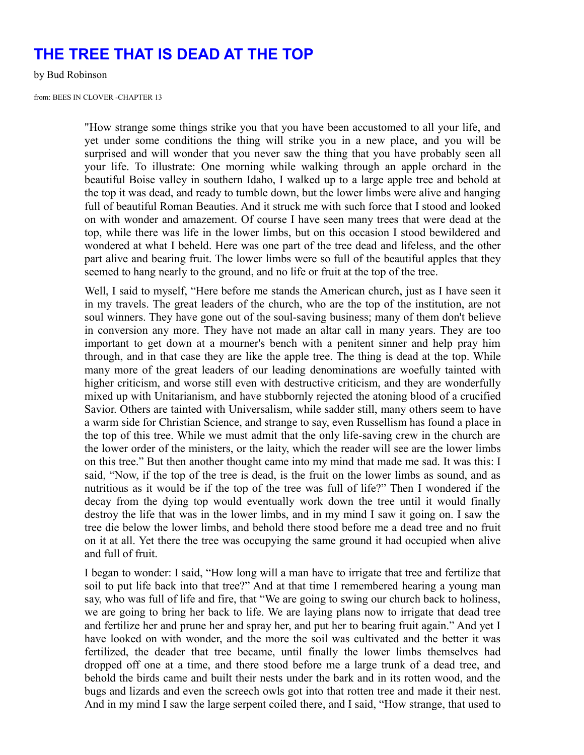# THE TREE THAT IS DEAD AT THE TOP

by Bud Robinson

from: BEES IN CLOVER -CHAPTER 13

"How strange some things strike you that you have been accustomed to all your life, and yet under some conditions the thing will strike you in a new place, and you will be surprised and will wonder that you never saw the thing that you have probably seen all your life. To illustrate: One morning while walking through an apple orchard in the beautiful Boise valley in southern Idaho, I walked up to a large apple tree and behold at the top it was dead, and ready to tumble down, but the lower limbs were alive and hanging full of beautiful Roman Beauties. And it struck me with such force that I stood and looked on with wonder and amazement. Of course I have seen many trees that were dead at the top, while there was life in the lower limbs, but on this occasion I stood bewildered and wondered at what I beheld. Here was one part of the tree dead and lifeless, and the other part alive and bearing fruit. The lower limbs were so full of the beautiful apples that they seemed to hang nearly to the ground, and no life or fruit at the top of the tree.

Well, I said to myself, "Here before me stands the American church, just as I have seen it in my travels. The great leaders of the church, who are the top of the institution, are not soul winners. They have gone out of the soul-saving business; many of them don't believe in conversion any more. They have not made an altar call in many years. They are too important to get down at a mourner's bench with a penitent sinner and help pray him through, and in that case they are like the apple tree. The thing is dead at the top. While many more of the great leaders of our leading denominations are woefully tainted with higher criticism, and worse still even with destructive criticism, and they are wonderfully mixed up with Unitarianism, and have stubbornly rejected the atoning blood of a crucified Savior. Others are tainted with Universalism, while sadder still, many others seem to have a warm side for Christian Science, and strange to say, even Russellism has found a place in the top of this tree. While we must admit that the only life-saving crew in the church are the lower order of the ministers, or the laity, which the reader will see are the lower limbs on this tree." But then another thought came into my mind that made me sad. It was this: I said, "Now, if the top of the tree is dead, is the fruit on the lower limbs as sound, and as nutritious as it would be if the top of the tree was full of life?" Then I wondered if the decay from the dying top would eventually work down the tree until it would finally destroy the life that was in the lower limbs, and in my mind I saw it going on. I saw the tree die below the lower limbs, and behold there stood before me a dead tree and no fruit on it at all. Yet there the tree was occupying the same ground it had occupied when alive and full of fruit.

I began to wonder: I said, "How long will a man have to irrigate that tree and fertilize that soil to put life back into that tree?" And at that time I remembered hearing a young man say, who was full of life and fire, that "We are going to swing our church back to holiness, we are going to bring her back to life. We are laying plans now to irrigate that dead tree and fertilize her and prune her and spray her, and put her to bearing fruit again." And yet I have looked on with wonder, and the more the soil was cultivated and the better it was fertilized, the deader that tree became, until finally the lower limbs themselves had dropped off one at a time, and there stood before me a large trunk of a dead tree, and behold the birds came and built their nests under the bark and in its rotten wood, and the bugs and lizards and even the screech owls got into that rotten tree and made it their nest. And in my mind I saw the large serpent coiled there, and I said, "How strange, that used to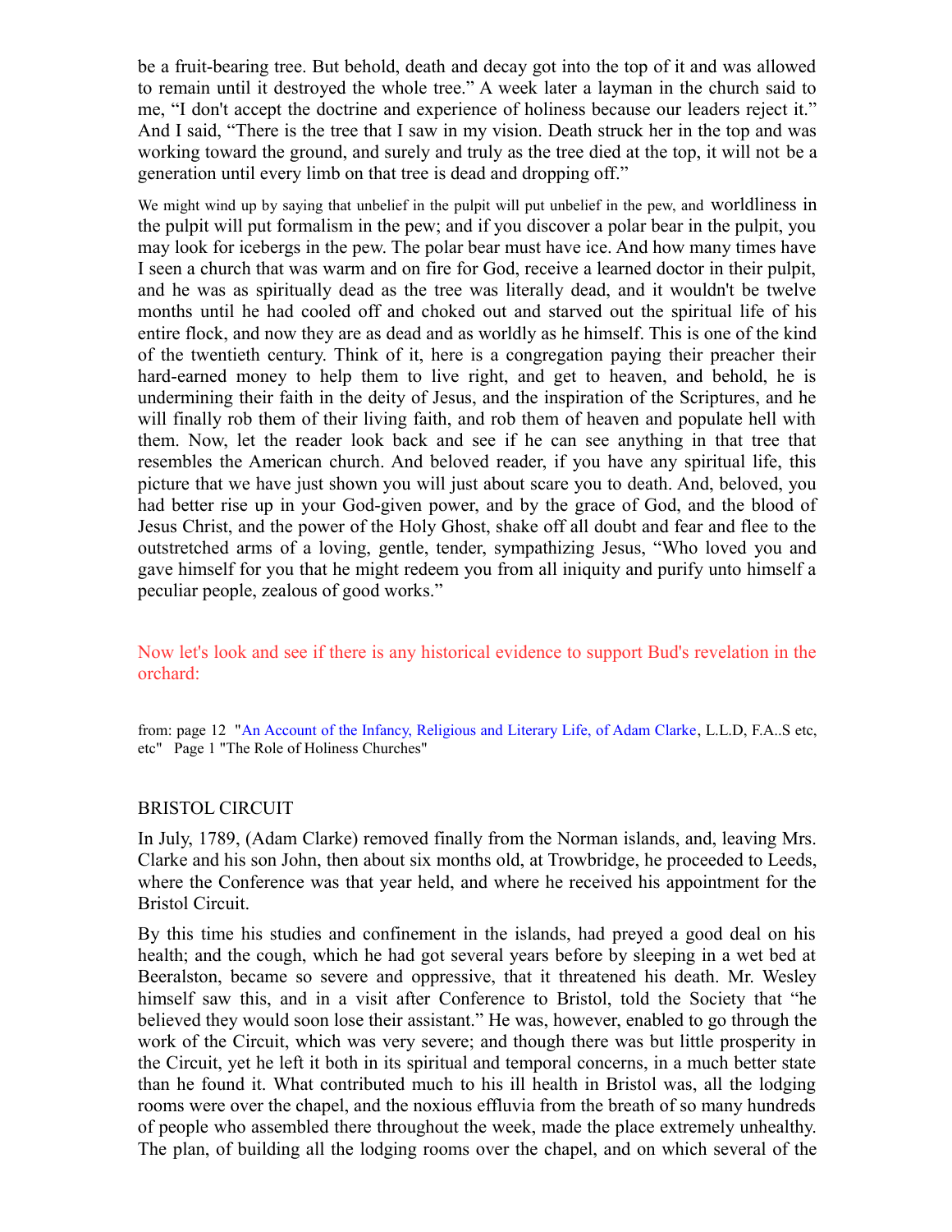be a fruit-bearing tree. But behold, death and decay got into the top of it and was allowed to remain until it destroyed the whole tree." A week later a layman in the church said to me, "I don't accept the doctrine and experience of holiness because our leaders reject it." And I said, "There is the tree that I saw in my vision. Death struck her in the top and was working toward the ground, and surely and truly as the tree died at the top, it will not be a generation until every limb on that tree is dead and dropping off."

We might wind up by saying that unbelief in the pulpit will put unbelief in the pew, and worldliness in the pulpit will put formalism in the pew; and if you discover a polar bear in the pulpit, you may look for icebergs in the pew. The polar bear must have ice. And how many times have I seen a church that was warm and on fire for God, receive a learned doctor in their pulpit, and he was as spiritually dead as the tree was literally dead, and it wouldn't be twelve months until he had cooled off and choked out and starved out the spiritual life of his entire flock, and now they are as dead and as worldly as he himself. This is one of the kind of the twentieth century. Think of it, here is a congregation paying their preacher their hard-earned money to help them to live right, and get to heaven, and behold, he is undermining their faith in the deity of Jesus, and the inspiration of the Scriptures, and he will finally rob them of their living faith, and rob them of heaven and populate hell with them. Now, let the reader look back and see if he can see anything in that tree that resembles the American church. And beloved reader, if you have any spiritual life, this picture that we have just shown you will just about scare you to death. And, beloved, you had better rise up in your God-given power, and by the grace of God, and the blood of Jesus Christ, and the power of the Holy Ghost, shake off all doubt and fear and flee to the outstretched arms of a loving, gentle, tender, sympathizing Jesus, "Who loved you and gave himself for you that he might redeem you from all iniquity and purify unto himself a peculiar people, zealous of good works."

Now let's look and see if there is any historical evidence to support Bud's revelation in the orchard:

from: page 12 "An Account of the Infancy, Religious and Literary Life, of Adam Clarke, L.L.D, F.A..S etc, etc" Page 1 "The Role of Holiness Churches"

BRISTOL CIRCUIT

In July, 1789, (Adam Clarke) removed finally from the Norman islands, and, leaving Mrs. Clarke and his son John, then about six months old, at Trowbridge, he proceeded to Leeds, where the Conference was that year held, and where he received his appointment for the Bristol Circuit.

By this time his studies and confinement in the islands, had preyed a good deal on his health; and the cough, which he had got several years before by sleeping in a wet bed at Beeralston, became so severe and oppressive, that it threatened his death. Mr. Wesley himself saw this, and in a visit after Conference to Bristol, told the Society that "he believed they would soon lose their assistant." He was, however, enabled to go through the work of the Circuit, which was very severe; and though there was but little prosperity in the Circuit, yet he left it both in its spiritual and temporal concerns, in a much better state than he found it. What contributed much to his ill health in Bristol was, all the lodging rooms were over the chapel, and the noxious effluvia from the breath of so many hundreds of people who assembled there throughout the week, made the place extremely unhealthy. The plan, of building all the lodging rooms over the chapel, and on which several of the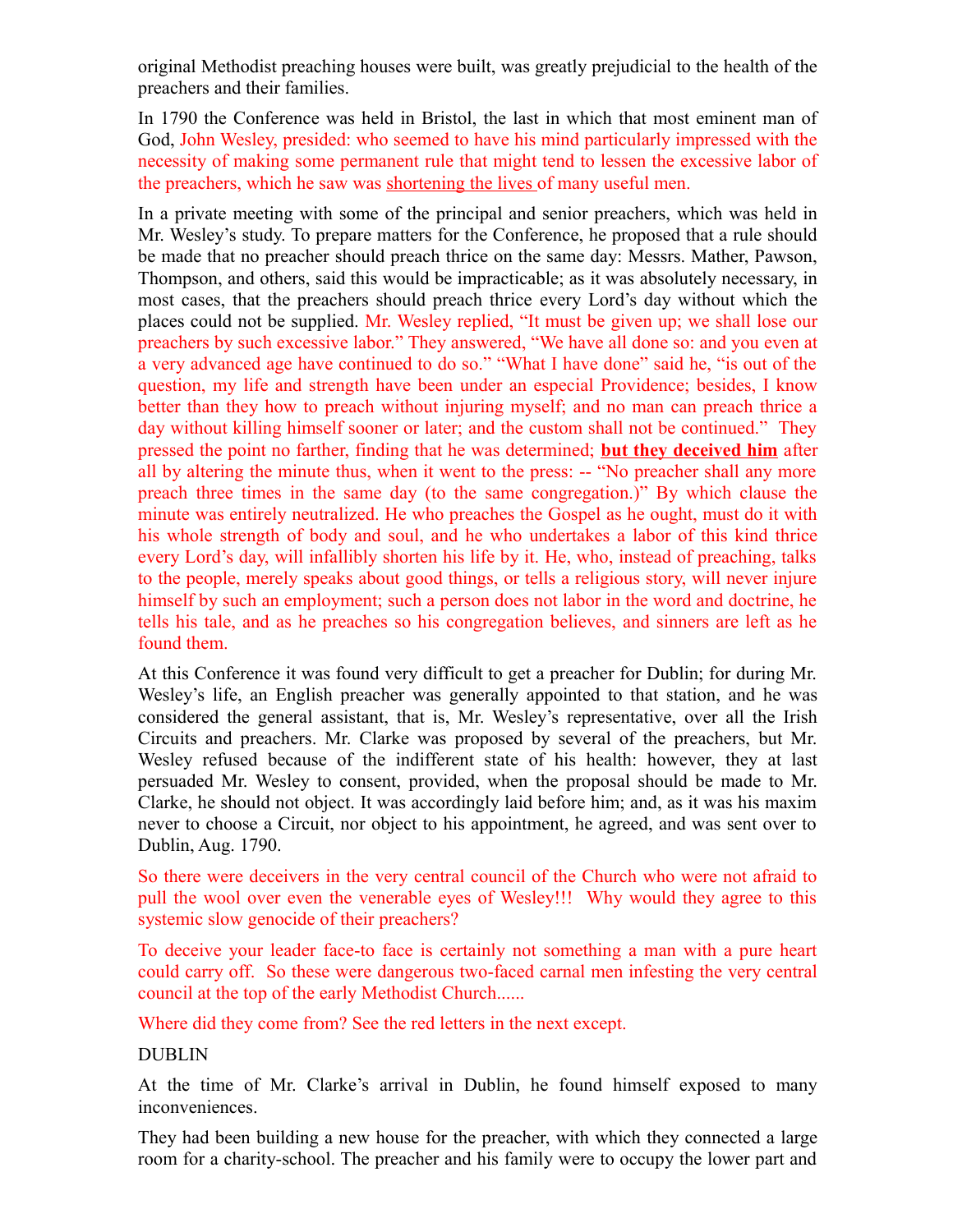original Methodist preaching houses were built, was greatly prejudicial to the health of the preachers and their families.

In 1790 the Conference was held in Bristol, the last in which that most eminent man of God, John Wesley, presided: who seemed to have his mind particularly impressed with the necessity of making some permanent rule that might tend to lessen the excessive labor of the preachers, which he saw was shortening the lives of many useful men.

In a private meeting with some of the principal and senior preachers, which was held in Mr. Wesley's study. To prepare matters for the Conference, he proposed that a rule should be made that no preacher should preach thrice on the same day: Messrs. Mather, Pawson, Thompson, and others, said this would be impracticable; as it was absolutely necessary, in most cases, that the preachers should preach thrice every Lord's day without which the places could not be supplied. Mr. Wesley replied, "It must be given up; we shall lose our preachers by such excessive labor." They answered, "We have all done so: and you even at a very advanced age have continued to do so." "What I have done" said he, "is out of the question, my life and strength have been under an especial Providence; besides, I know better than they how to preach without injuring myself; and no man can preach thrice a day without killing himself sooner or later; and the custom shall not be continued." They pressed the point no farther, finding that he was determined; **but they deceived him** after all by altering the minute thus, when it went to the press: -- "No preacher shall any more preach three times in the same day (to the same congregation.)" By which clause the minute was entirely neutralized. He who preaches the Gospel as he ought, must do it with his whole strength of body and soul, and he who undertakes a labor of this kind thrice every Lord's day, will infallibly shorten his life by it. He, who, instead of preaching, talks to the people, merely speaks about good things, or tells a religious story, will never injure himself by such an employment; such a person does not labor in the word and doctrine, he tells his tale, and as he preaches so his congregation believes, and sinners are left as he found them.

At this Conference it was found very difficult to get a preacher for Dublin; for during Mr. Wesley's life, an English preacher was generally appointed to that station, and he was considered the general assistant, that is, Mr. Wesley's representative, over all the Irish Circuits and preachers. Mr. Clarke was proposed by several of the preachers, but Mr. Wesley refused because of the indifferent state of his health: however, they at last persuaded Mr. Wesley to consent, provided, when the proposal should be made to Mr. Clarke, he should not object. It was accordingly laid before him; and, as it was his maxim never to choose a Circuit, nor object to his appointment, he agreed, and was sent over to Dublin, Aug. 1790.

So there were deceivers in the very central council of the Church who were not afraid to pull the wool over even the venerable eyes of Wesley!!! Why would they agree to this systemic slow genocide of their preachers?

To deceive your leader face-to face is certainly not something a man with a pure heart could carry off. So these were dangerous two-faced carnal men infesting the very central council at the top of the early Methodist Church......

Where did they come from? See the red letters in the next except.

DUBLIN

At the time of Mr. Clarke's arrival in Dublin, he found himself exposed to many inconveniences.

They had been building a new house for the preacher, with which they connected a large room for a charity-school. The preacher and his family were to occupy the lower part and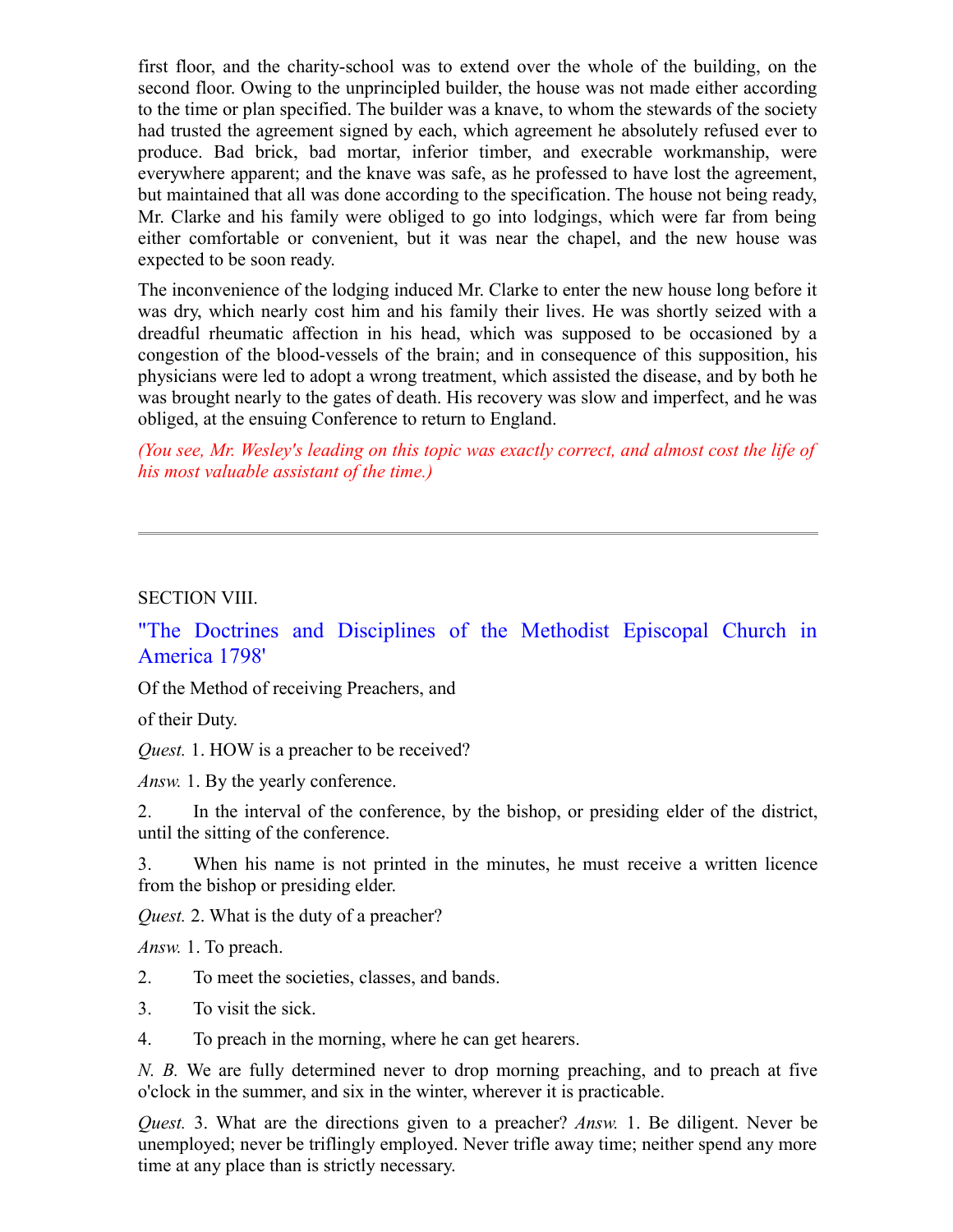first floor, and the charity-school was to extend over the whole of the building, on the second floor. Owing to the unprincipled builder, the house was not made either according to the time or plan specified. The builder was a knave, to whom the stewards of the society had trusted the agreement signed by each, which agreement he absolutely refused ever to produce. Bad brick, bad mortar, inferior timber, and execrable workmanship, were everywhere apparent; and the knave was safe, as he professed to have lost the agreement, but maintained that all was done according to the specification. The house not being ready, Mr. Clarke and his family were obliged to go into lodgings, which were far from being either comfortable or convenient, but it was near the chapel, and the new house was expected to be soon ready.

The inconvenience of the lodging induced Mr. Clarke to enter the new house long before it was dry, which nearly cost him and his family their lives. He was shortly seized with a dreadful rheumatic affection in his head, which was supposed to be occasioned by a congestion of the blood-vessels of the brain; and in consequence of this supposition, his physicians were led to adopt a wrong treatment, which assisted the disease, and by both he was brought nearly to the gates of death. His recovery was slow and imperfect, and he was obliged, at the ensuing Conference to return to England.

*(You see, Mr. Wesley's leading on this topic was exactly correct, and almost cost the life of his most valuable assistant of the time.)*

---

SECTION VIII.

## "The Doctrines and Disciplines of the Methodist Episcopal Church in America 1798'

Of the Method of receiving Preachers, and

of their Duty.

*Quest.* 1. HOW is a preacher to be received?

*Answ.* 1. By the yearly conference.

2. In the interval of the conference, by the bishop, or presiding elder of the district, until the sitting of the conference.

3. When his name is not printed in the minutes, he must receive a written licence from the bishop or presiding elder.

*Quest.* 2. What is the duty of a preacher?

*Answ.* 1. To preach.

2. To meet the societies, classes, and bands.

3. To visit the sick.

4. To preach in the morning, where he can get hearers.

*N. B.* We are fully determined never to drop morning preaching, and to preach at five o'clock in the summer, and six in the winter, wherever it is practicable.

*Quest.* 3. What are the directions given to a preacher? *Answ.* 1. Be diligent. Never be unemployed; never be triflingly employed. Never trifle away time; neither spend any more time at any place than is strictly necessary.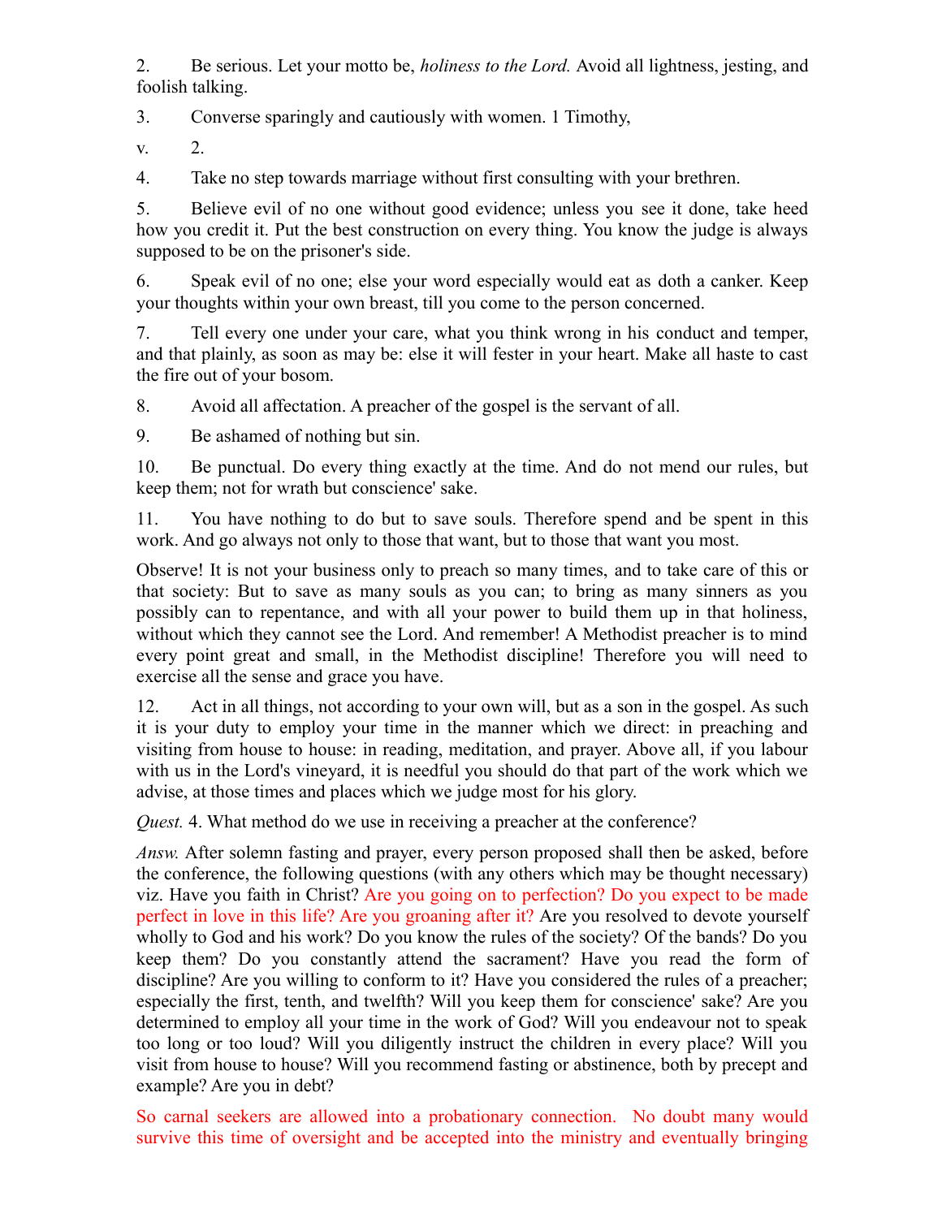2. Be serious. Let your motto be, *holiness to the Lord.* Avoid all lightness, jesting, and foolish talking.

3. Converse sparingly and cautiously with women. 1 Timothy,

v. 2.

4. Take no step towards marriage without first consulting with your brethren.

5. Believe evil of no one without good evidence; unless you see it done, take heed how you credit it. Put the best construction on every thing. You know the judge is always supposed to be on the prisoner's side.

6. Speak evil of no one; else your word especially would eat as doth a canker. Keep your thoughts within your own breast, till you come to the person concerned.

7. Tell every one under your care, what you think wrong in his conduct and temper, and that plainly, as soon as may be: else it will fester in your heart. Make all haste to cast the fire out of your bosom.

8. Avoid all affectation. A preacher of the gospel is the servant of all.

9. Be ashamed of nothing but sin.

10. Be punctual. Do every thing exactly at the time. And do not mend our rules, but keep them; not for wrath but conscience' sake.

11. You have nothing to do but to save souls. Therefore spend and be spent in this work. And go always not only to those that want, but to those that want you most.

Observe! It is not your business only to preach so many times, and to take care of this or that society: But to save as many souls as you can; to bring as many sinners as you possibly can to repentance, and with all your power to build them up in that holiness, without which they cannot see the Lord. And remember! A Methodist preacher is to mind every point great and small, in the Methodist discipline! Therefore you will need to exercise all the sense and grace you have.

12. Act in all things, not according to your own will, but as a son in the gospel. As such it is your duty to employ your time in the manner which we direct: in preaching and visiting from house to house: in reading, meditation, and prayer. Above all, if you labour with us in the Lord's vineyard, it is needful you should do that part of the work which we advise, at those times and places which we judge most for his glory.

*Quest.* 4. What method do we use in receiving a preacher at the conference?

*Answ.* After solemn fasting and prayer, every person proposed shall then be asked, before the conference, the following questions (with any others which may be thought necessary) viz. Have you faith in Christ? Are you going on to perfection? Do you expect to be made perfect in love in this life? Are you groaning after it? Are you resolved to devote yourself wholly to God and his work? Do you know the rules of the society? Of the bands? Do you keep them? Do you constantly attend the sacrament? Have you read the form of discipline? Are you willing to conform to it? Have you considered the rules of a preacher; especially the first, tenth, and twelfth? Will you keep them for conscience' sake? Are you determined to employ all your time in the work of God? Will you endeavour not to speak too long or too loud? Will you diligently instruct the children in every place? Will you visit from house to house? Will you recommend fasting or abstinence, both by precept and example? Are you in debt?

So carnal seekers are allowed into a probationary connection. No doubt many would survive this time of oversight and be accepted into the ministry and eventually bringing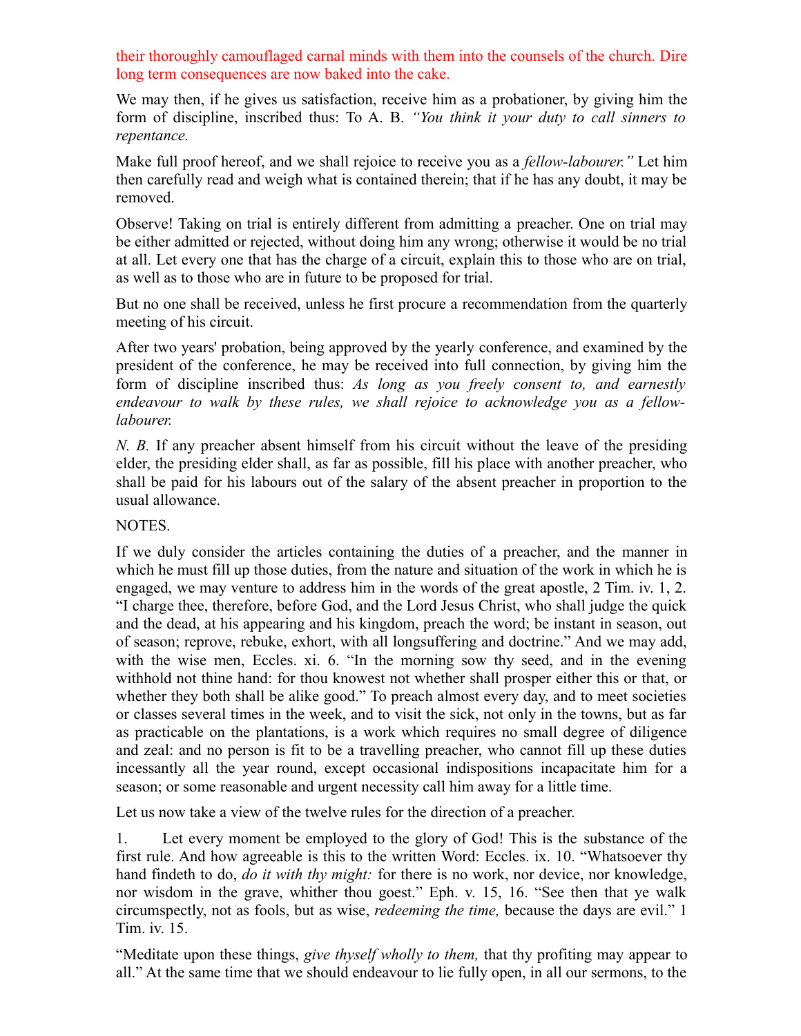their thoroughly camouflaged carnal minds with them into the counsels of the church. Dire long term consequences are now baked into the cake.

We may then, if he gives us satisfaction, receive him as a probationer, by giving him the form of discipline, inscribed thus: To A. B. *"You think it your duty to call sinners to repentance.*

Make full proof hereof, and we shall rejoice to receive you as a *fellow-labourer."* Let him then carefully read and weigh what is contained therein; that if he has any doubt, it may be removed.

Observe! Taking on trial is entirely different from admitting a preacher. One on trial may be either admitted or rejected, without doing him any wrong; otherwise it would be no trial at all. Let every one that has the charge of a circuit, explain this to those who are on trial, as well as to those who are in future to be proposed for trial.

But no one shall be received, unless he first procure a recommendation from the quarterly meeting of his circuit.

After two years' probation, being approved by the yearly conference, and examined by the president of the conference, he may be received into full connection, by giving him the form of discipline inscribed thus: *As long as you freely consent to, and earnestly endeavour to walk by these rules, we shall rejoice to acknowledge you as a fellow-labourer.*

*N. B.* If any preacher absent himself from his circuit without the leave of the presiding elder, the presiding elder shall, as far as possible, fill his place with another preacher, who shall be paid for his labours out of the salary of the absent preacher in proportion to the usual allowance.

NOTES.

If we duly consider the articles containing the duties of a preacher, and the manner in which he must fill up those duties, from the nature and situation of the work in which he is engaged, we may venture to address him in the words of the great apostle, 2 Tim. iv. 1, 2. "I charge thee, therefore, before God, and the Lord Jesus Christ, who shall judge the quick and the dead, at his appearing and his kingdom, preach the word; be instant in season, out of season; reprove, rebuke, exhort, with all longsuffering and doctrine." And we may add, with the wise men, Eccles. xi. 6. "In the morning sow thy seed, and in the evening withhold not thine hand: for thou knowest not whether shall prosper either this or that, or whether they both shall be alike good." To preach almost every day, and to meet societies or classes several times in the week, and to visit the sick, not only in the towns, but as far as practicable on the plantations, is a work which requires no small degree of diligence and zeal: and no person is fit to be a travelling preacher, who cannot fill up these duties incessantly all the year round, except occasional indispositions incapacitate him for a season; or some reasonable and urgent necessity call him away for a little time.

Let us now take a view of the twelve rules for the direction of a preacher.

1. Let every moment be employed to the glory of God! This is the substance of the first rule. And how agreeable is this to the written Word: Eccles. ix. 10. "Whatsoever thy hand findeth to do, *do it with thy might:* for there is no work, nor device, nor knowledge, nor wisdom in the grave, whither thou goest." Eph. v. 15, 16. "See then that ye walk circumspectly, not as fools, but as wise, *redeeming the time,* because the days are evil." 1 Tim. iv. 15.

"Meditate upon these things, *give thyself wholly to them,* that thy profiting may appear to all." At the same time that we should endeavour to lie fully open, in all our sermons, to the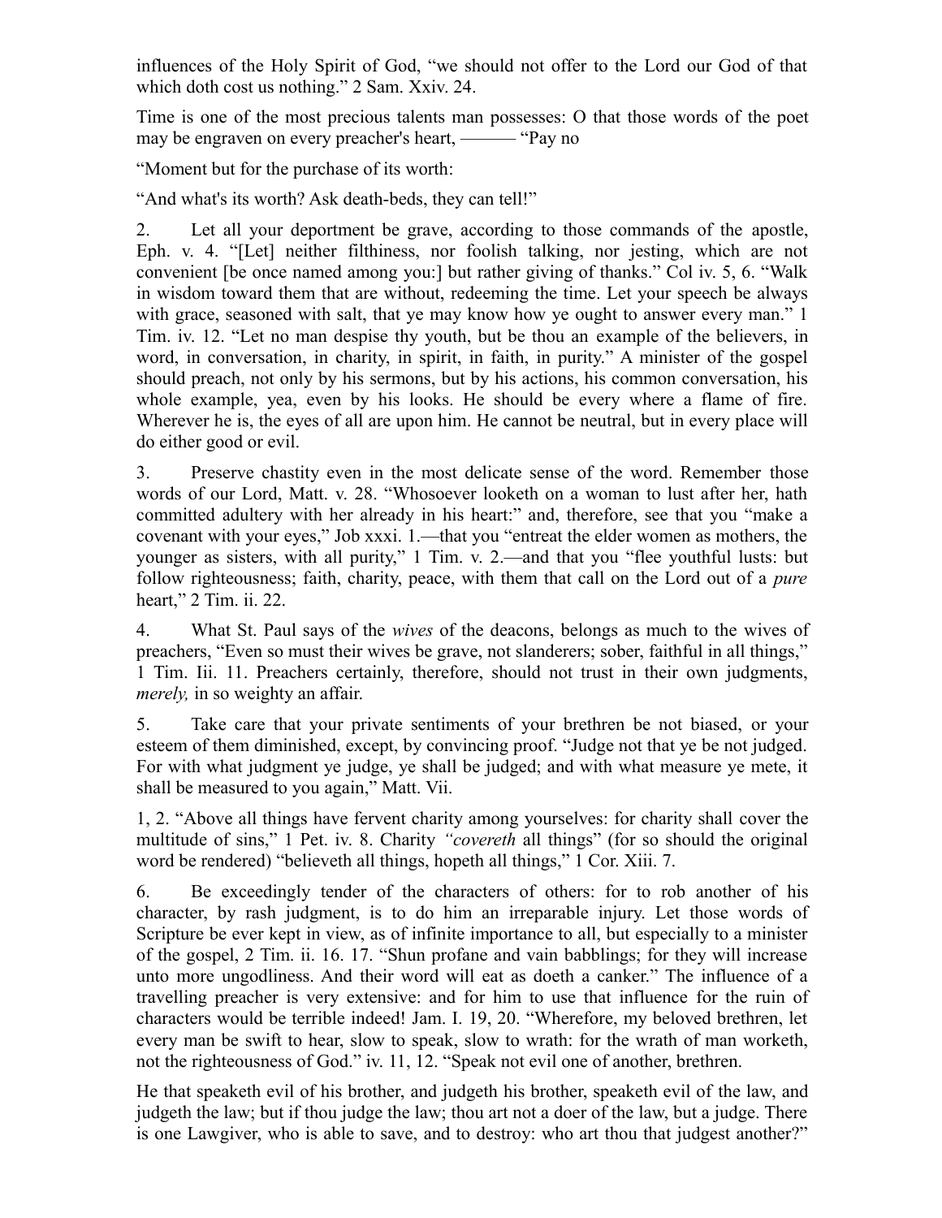influences of the Holy Spirit of God, "we should not offer to the Lord our God of that which doth cost us nothing." 2 Sam. Xxiv. 24.

Time is one of the most precious talents man possesses: O that those words of the poet may be engraven on every preacher's heart, ——— "Pay no

"Moment but for the purchase of its worth:

"And what's its worth? Ask death-beds, they can tell!"

2. Let all your deportment be grave, according to those commands of the apostle, Eph. v. 4. "[Let] neither filthiness, nor foolish talking, nor jesting, which are not convenient [be once named among you:] but rather giving of thanks." Col iv. 5, 6. "Walk in wisdom toward them that are without, redeeming the time. Let your speech be always with grace, seasoned with salt, that ye may know how ye ought to answer every man." 1 Tim. iv. 12. "Let no man despise thy youth, but be thou an example of the believers, in word, in conversation, in charity, in spirit, in faith, in purity." A minister of the gospel should preach, not only by his sermons, but by his actions, his common conversation, his whole example, yea, even by his looks. He should be every where a flame of fire. Wherever he is, the eyes of all are upon him. He cannot be neutral, but in every place will do either good or evil.

3. Preserve chastity even in the most delicate sense of the word. Remember those words of our Lord, Matt. v. 28. "Whosoever looketh on a woman to lust after her, hath committed adultery with her already in his heart:" and, therefore, see that you "make a covenant with your eyes," Job xxxi. 1.—that you "entreat the elder women as mothers, the younger as sisters, with all purity," 1 Tim. v. 2.—and that you "flee youthful lusts: but follow righteousness; faith, charity, peace, with them that call on the Lord out of a *pure* heart," 2 Tim. ii. 22.

4. What St. Paul says of the *wives* of the deacons, belongs as much to the wives of preachers, "Even so must their wives be grave, not slanderers; sober, faithful in all things," 1 Tim. Iii. 11. Preachers certainly, therefore, should not trust in their own judgments, *merely,* in so weighty an affair.

5. Take care that your private sentiments of your brethren be not biased, or your esteem of them diminished, except, by convincing proof. "Judge not that ye be not judged. For with what judgment ye judge, ye shall be judged; and with what measure ye mete, it shall be measured to you again," Matt. Vii.

1, 2. "Above all things have fervent charity among yourselves: for charity shall cover the multitude of sins," 1 Pet. iv. 8. Charity *"covereth* all things" (for so should the original word be rendered) "believeth all things, hopeth all things," 1 Cor. Xiii. 7.

6. Be exceedingly tender of the characters of others: for to rob another of his character, by rash judgment, is to do him an irreparable injury. Let those words of Scripture be ever kept in view, as of infinite importance to all, but especially to a minister of the gospel, 2 Tim. ii. 16. 17. "Shun profane and vain babblings; for they will increase unto more ungodliness. And their word will eat as doeth a canker." The influence of a travelling preacher is very extensive: and for him to use that influence for the ruin of characters would be terrible indeed! Jam. I. 19, 20. "Wherefore, my beloved brethren, let every man be swift to hear, slow to speak, slow to wrath: for the wrath of man worketh, not the righteousness of God." iv. 11, 12. "Speak not evil one of another, brethren.

He that speaketh evil of his brother, and judgeth his brother, speaketh evil of the law, and judgeth the law; but if thou judge the law; thou art not a doer of the law, but a judge. There is one Lawgiver, who is able to save, and to destroy: who art thou that judgest another?"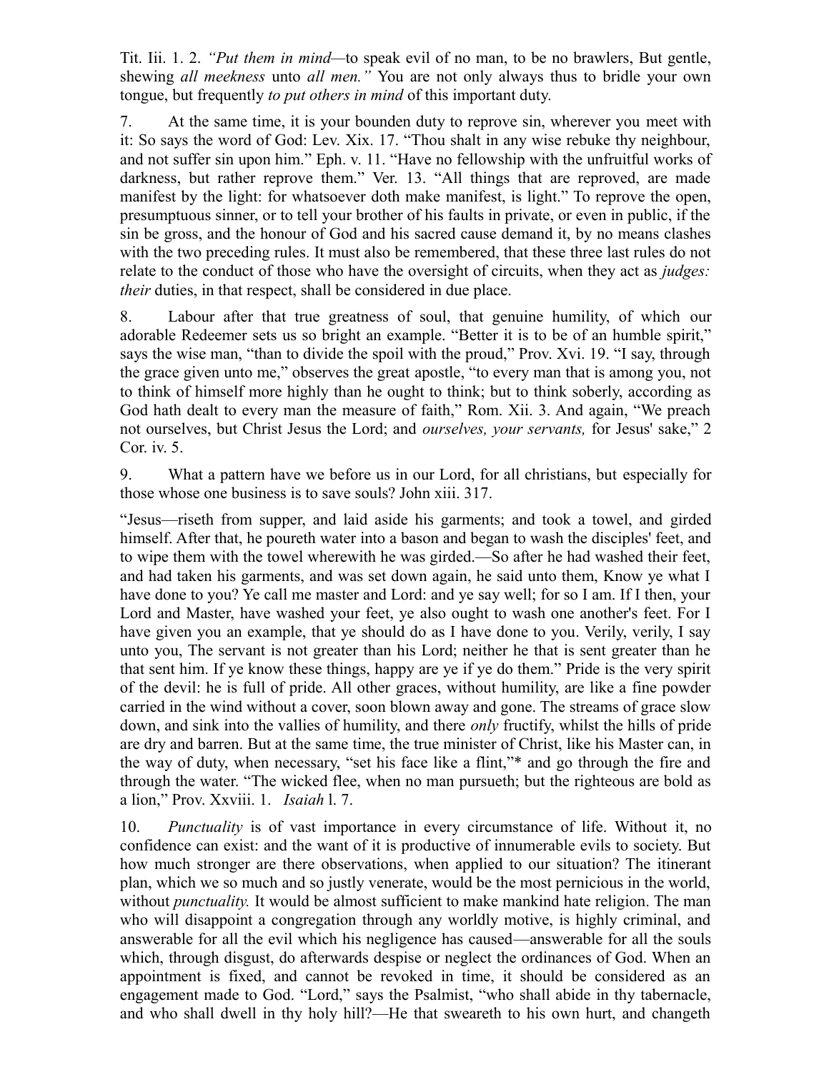Tit. Iii. 1. 2. *"Put them in mind*—to speak evil of no man, to be no brawlers, But gentle, shewing *all meekness* unto *all men."* You are not only always thus to bridle your own tongue, but frequently *to put others in mind* of this important duty.

7. At the same time, it is your bounden duty to reprove sin, wherever you meet with it: So says the word of God: Lev. Xix. 17. "Thou shalt in any wise rebuke thy neighbour, and not suffer sin upon him." Eph. v. 11. "Have no fellowship with the unfruitful works of darkness, but rather reprove them." Ver. 13. "All things that are reproved, are made manifest by the light: for whatsoever doth make manifest, is light." To reprove the open, presumptuous sinner, or to tell your brother of his faults in private, or even in public, if the sin be gross, and the honour of God and his sacred cause demand it, by no means clashes with the two preceding rules. It must also be remembered, that these three last rules do not relate to the conduct of those who have the oversight of circuits, when they act as *judges: their* duties, in that respect, shall be considered in due place.

8. Labour after that true greatness of soul, that genuine humility, of which our adorable Redeemer sets us so bright an example. "Better it is to be of an humble spirit," says the wise man, "than to divide the spoil with the proud," Prov. Xvi. 19. "I say, through the grace given unto me," observes the great apostle, "to every man that is among you, not to think of himself more highly than he ought to think; but to think soberly, according as God hath dealt to every man the measure of faith," Rom. Xii. 3. And again, "We preach not ourselves, but Christ Jesus the Lord; and *ourselves, your servants,* for Jesus' sake," 2 Cor. iv. 5.

9. What a pattern have we before us in our Lord, for all christians, but especially for those whose one business is to save souls? John xiii. 317.

"Jesus—riseth from supper, and laid aside his garments; and took a towel, and girded himself. After that, he poureth water into a bason and began to wash the disciples' feet, and to wipe them with the towel wherewith he was girded.—So after he had washed their feet, and had taken his garments, and was set down again, he said unto them, Know ye what I have done to you? Ye call me master and Lord: and ye say well; for so I am. If I then, your Lord and Master, have washed your feet, ye also ought to wash one another's feet. For I have given you an example, that ye should do as I have done to you. Verily, verily, I say unto you, The servant is not greater than his Lord; neither he that is sent greater than he that sent him. If ye know these things, happy are ye if ye do them." Pride is the very spirit of the devil: he is full of pride. All other graces, without humility, are like a fine powder carried in the wind without a cover, soon blown away and gone. The streams of grace slow down, and sink into the vallies of humility, and there *only* fructify, whilst the hills of pride are dry and barren. But at the same time, the true minister of Christ, like his Master can, in the way of duty, when necessary, "set his face like a flint,"* and go through the fire and through the water. "The wicked flee, when no man pursueth; but the righteous are bold as a lion," Prov. Xxviii. 1. *Isaiah* l. 7.

10. *Punctuality* is of vast importance in every circumstance of life. Without it, no confidence can exist: and the want of it is productive of innumerable evils to society. But how much stronger are there observations, when applied to our situation? The itinerant plan, which we so much and so justly venerate, would be the most pernicious in the world, without *punctuality.* It would be almost sufficient to make mankind hate religion. The man who will disappoint a congregation through any worldly motive, is highly criminal, and answerable for all the evil which his negligence has caused—answerable for all the souls which, through disgust, do afterwards despise or neglect the ordinances of God. When an appointment is fixed, and cannot be revoked in time, it should be considered as an engagement made to God. "Lord," says the Psalmist, "who shall abide in thy tabernacle, and who shall dwell in thy holy hill?—He that sweareth to his own hurt, and changeth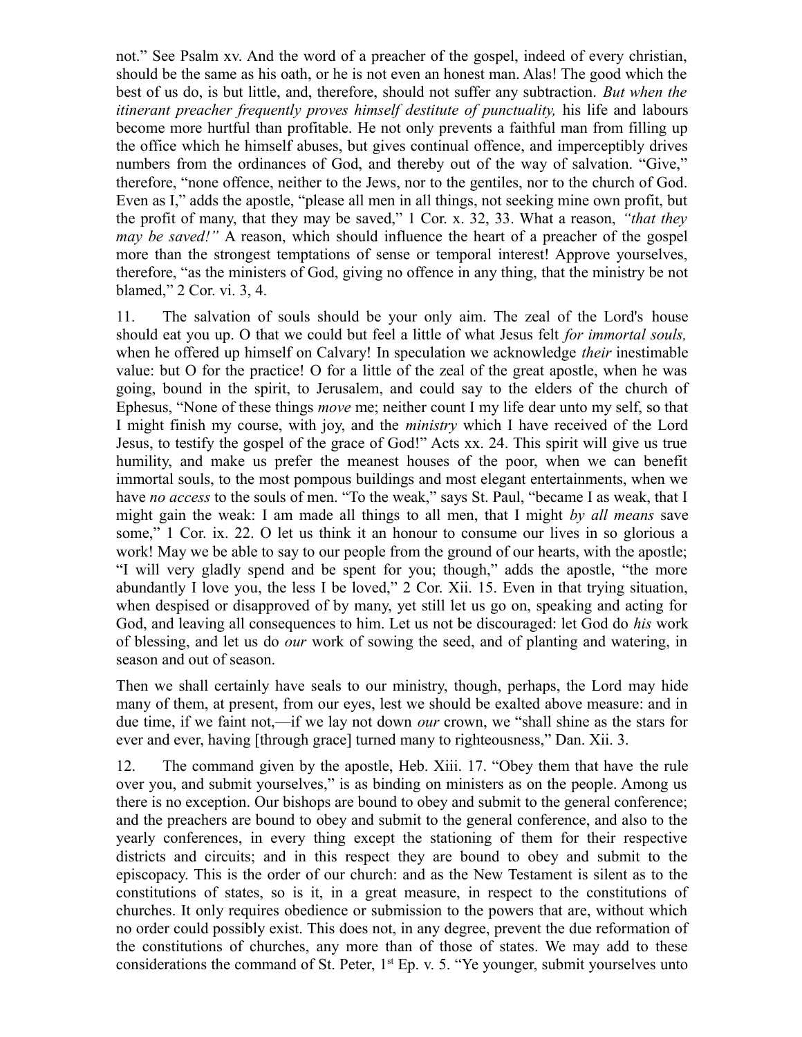not." See Psalm xv. And the word of a preacher of the gospel, indeed of every christian, should be the same as his oath, or he is not even an honest man. Alas! The good which the best of us do, is but little, and, therefore, should not suffer any subtraction. *But when the itinerant preacher frequently proves himself destitute of punctuality,* his life and labours become more hurtful than profitable. He not only prevents a faithful man from filling up the office which he himself abuses, but gives continual offence, and imperceptibly drives numbers from the ordinances of God, and thereby out of the way of salvation. "Give," therefore, "none offence, neither to the Jews, nor to the gentiles, nor to the church of God. Even as I," adds the apostle, "please all men in all things, not seeking mine own profit, but the profit of many, that they may be saved," 1 Cor. x. 32, 33. What a reason, *"that they may be saved!"* A reason, which should influence the heart of a preacher of the gospel more than the strongest temptations of sense or temporal interest! Approve yourselves, therefore, "as the ministers of God, giving no offence in any thing, that the ministry be not blamed," 2 Cor. vi. 3, 4.

11. The salvation of souls should be your only aim. The zeal of the Lord's house should eat you up. O that we could but feel a little of what Jesus felt *for immortal souls,* when he offered up himself on Calvary! In speculation we acknowledge *their* inestimable value: but O for the practice! O for a little of the zeal of the great apostle, when he was going, bound in the spirit, to Jerusalem, and could say to the elders of the church of Ephesus, "None of these things *move* me; neither count I my life dear unto my self, so that I might finish my course, with joy, and the *ministry* which I have received of the Lord Jesus, to testify the gospel of the grace of God!" Acts xx. 24. This spirit will give us true humility, and make us prefer the meanest houses of the poor, when we can benefit immortal souls, to the most pompous buildings and most elegant entertainments, when we have *no access* to the souls of men. "To the weak," says St. Paul, "became I as weak, that I might gain the weak: I am made all things to all men, that I might *by all means* save some," 1 Cor. ix. 22. O let us think it an honour to consume our lives in so glorious a work! May we be able to say to our people from the ground of our hearts, with the apostle; "I will very gladly spend and be spent for you; though," adds the apostle, "the more abundantly I love you, the less I be loved," 2 Cor. Xii. 15. Even in that trying situation, when despised or disapproved of by many, yet still let us go on, speaking and acting for God, and leaving all consequences to him. Let us not be discouraged: let God do *his* work of blessing, and let us do *our* work of sowing the seed, and of planting and watering, in season and out of season.

Then we shall certainly have seals to our ministry, though, perhaps, the Lord may hide many of them, at present, from our eyes, lest we should be exalted above measure: and in due time, if we faint not,—if we lay not down *our* crown, we "shall shine as the stars for ever and ever, having [through grace] turned many to righteousness," Dan. Xii. 3.

12. The command given by the apostle, Heb. Xiii. 17. "Obey them that have the rule over you, and submit yourselves," is as binding on ministers as on the people. Among us there is no exception. Our bishops are bound to obey and submit to the general conference; and the preachers are bound to obey and submit to the general conference, and also to the yearly conferences, in every thing except the stationing of them for their respective districts and circuits; and in this respect they are bound to obey and submit to the episcopacy. This is the order of our church: and as the New Testament is silent as to the constitutions of states, so is it, in a great measure, in respect to the constitutions of churches. It only requires obedience or submission to the powers that are, without which no order could possibly exist. This does not, in any degree, prevent the due reformation of the constitutions of churches, any more than of those of states. We may add to these considerations the command of St. Peter, 1st Ep. v. 5. "Ye younger, submit yourselves unto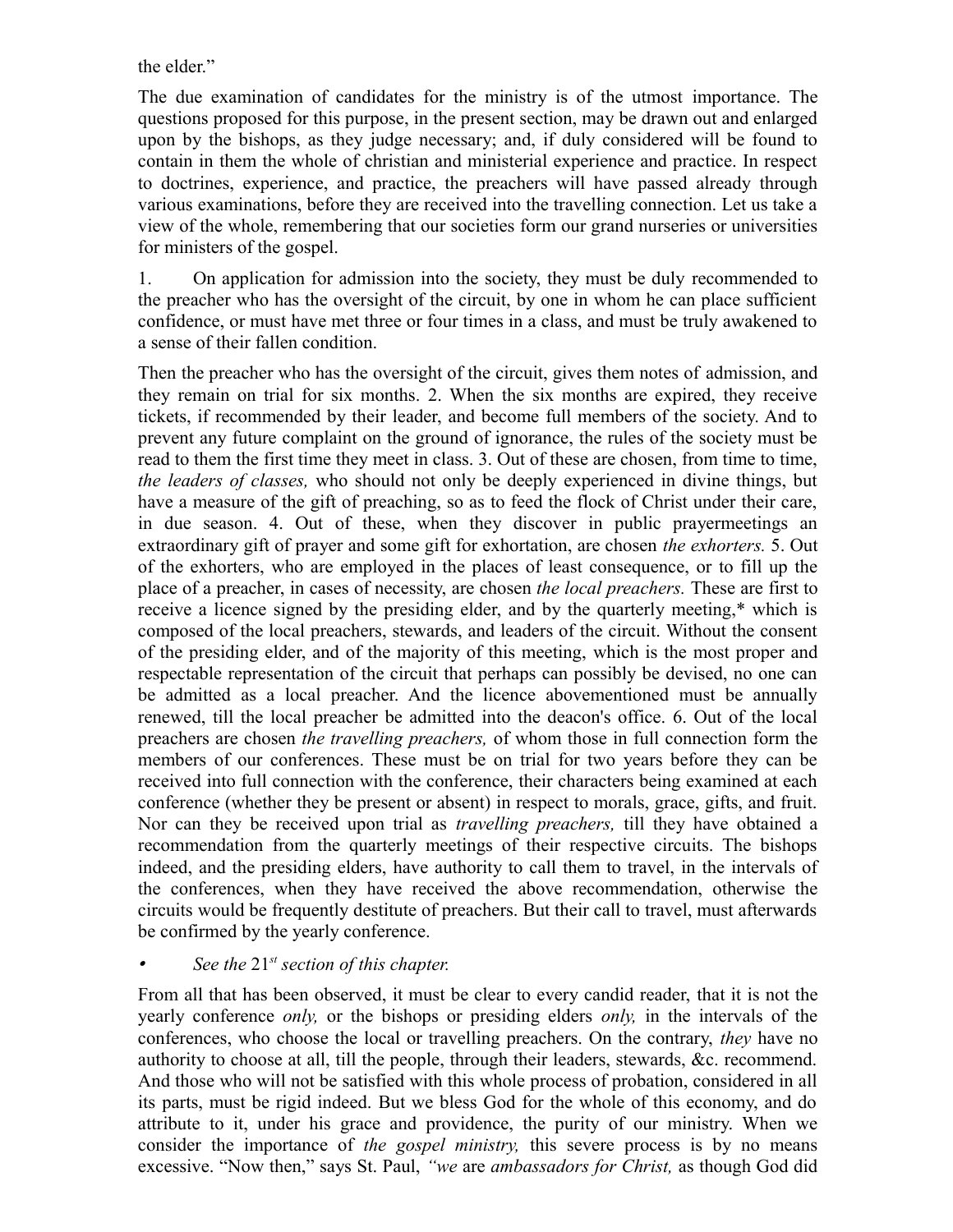the elder."

The due examination of candidates for the ministry is of the utmost importance. The questions proposed for this purpose, in the present section, may be drawn out and enlarged upon by the bishops, as they judge necessary; and, if duly considered will be found to contain in them the whole of christian and ministerial experience and practice. In respect to doctrines, experience, and practice, the preachers will have passed already through various examinations, before they are received into the travelling connection. Let us take a view of the whole, remembering that our societies form our grand nurseries or universities for ministers of the gospel.

1. On application for admission into the society, they must be duly recommended to the preacher who has the oversight of the circuit, by one in whom he can place sufficient confidence, or must have met three or four times in a class, and must be truly awakened to a sense of their fallen condition.

Then the preacher who has the oversight of the circuit, gives them notes of admission, and they remain on trial for six months. 2. When the six months are expired, they receive tickets, if recommended by their leader, and become full members of the society. And to prevent any future complaint on the ground of ignorance, the rules of the society must be read to them the first time they meet in class. 3. Out of these are chosen, from time to time, *the leaders of classes,* who should not only be deeply experienced in divine things, but have a measure of the gift of preaching, so as to feed the flock of Christ under their care, in due season. 4. Out of these, when they discover in public prayermeetings an extraordinary gift of prayer and some gift for exhortation, are chosen *the exhorters.* 5. Out of the exhorters, who are employed in the places of least consequence, or to fill up the place of a preacher, in cases of necessity, are chosen *the local preachers.* These are first to receive a licence signed by the presiding elder, and by the quarterly meeting,* which is composed of the local preachers, stewards, and leaders of the circuit. Without the consent of the presiding elder, and of the majority of this meeting, which is the most proper and respectable representation of the circuit that perhaps can possibly be devised, no one can be admitted as a local preacher. And the licence abovementioned must be annually renewed, till the local preacher be admitted into the deacon's office. 6. Out of the local preachers are chosen *the travelling preachers,* of whom those in full connection form the members of our conferences. These must be on trial for two years before they can be received into full connection with the conference, their characters being examined at each conference (whether they be present or absent) in respect to morals, grace, gifts, and fruit. Nor can they be received upon trial as *travelling preachers,* till they have obtained a recommendation from the quarterly meetings of their respective circuits. The bishops indeed, and the presiding elders, have authority to call them to travel, in the intervals of the conferences, when they have received the above recommendation, otherwise the circuits would be frequently destitute of preachers. But their call to travel, must afterwards be confirmed by the yearly conference.

* *See the* 21st *section of this chapter.*

From all that has been observed, it must be clear to every candid reader, that it is not the yearly conference *only,* or the bishops or presiding elders *only,* in the intervals of the conferences, who choose the local or travelling preachers. On the contrary, *they* have no authority to choose at all, till the people, through their leaders, stewards, &c. recommend. And those who will not be satisfied with this whole process of probation, considered in all its parts, must be rigid indeed. But we bless God for the whole of this economy, and do attribute to it, under his grace and providence, the purity of our ministry. When we consider the importance of *the gospel ministry,* this severe process is by no means excessive. "Now then," says St. Paul, *"we* are *ambassadors for Christ,* as though God did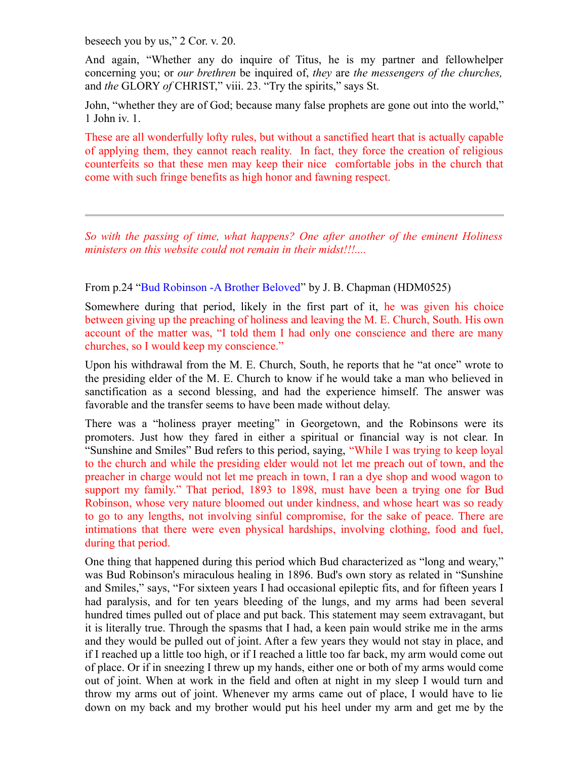beseech you by us," 2 Cor. v. 20.

And again, "Whether any do inquire of Titus, he is my partner and fellowhelper concerning you; or *our brethren* be inquired of, *they* are *the messengers of the churches,* and *the* GLORY *of* CHRIST," viii. 23. "Try the spirits," says St.

John, "whether they are of God; because many false prophets are gone out into the world," 1 John iv. 1.

These are all wonderfully lofty rules, but without a sanctified heart that is actually capable of applying them, they cannot reach reality. In fact, they force the creation of religious counterfeits so that these men may keep their nice comfortable jobs in the church that come with such fringe benefits as high honor and fawning respect.

---

*So with the passing of time, what happens? One after another of the eminent Holiness ministers on this website could not remain in their midst!!!....*

From p.24 "Bud Robinson -A Brother Beloved" by J. B. Chapman (HDM0525)

Somewhere during that period, likely in the first part of it, he was given his choice between giving up the preaching of holiness and leaving the M. E. Church, South. His own account of the matter was, "I told them I had only one conscience and there are many churches, so I would keep my conscience."

Upon his withdrawal from the M. E. Church, South, he reports that he "at once" wrote to the presiding elder of the M. E. Church to know if he would take a man who believed in sanctification as a second blessing, and had the experience himself. The answer was favorable and the transfer seems to have been made without delay.

There was a "holiness prayer meeting" in Georgetown, and the Robinsons were its promoters. Just how they fared in either a spiritual or financial way is not clear. In "Sunshine and Smiles" Bud refers to this period, saying, "While I was trying to keep loyal to the church and while the presiding elder would not let me preach out of town, and the preacher in charge would not let me preach in town, I ran a dye shop and wood wagon to support my family." That period, 1893 to 1898, must have been a trying one for Bud Robinson, whose very nature bloomed out under kindness, and whose heart was so ready to go to any lengths, not involving sinful compromise, for the sake of peace. There are intimations that there were even physical hardships, involving clothing, food and fuel, during that period.

One thing that happened during this period which Bud characterized as "long and weary," was Bud Robinson's miraculous healing in 1896. Bud's own story as related in "Sunshine and Smiles," says, "For sixteen years I had occasional epileptic fits, and for fifteen years I had paralysis, and for ten years bleeding of the lungs, and my arms had been several hundred times pulled out of place and put back. This statement may seem extravagant, but it is literally true. Through the spasms that I had, a keen pain would strike me in the arms and they would be pulled out of joint. After a few years they would not stay in place, and if I reached up a little too high, or if I reached a little too far back, my arm would come out of place. Or if in sneezing I threw up my hands, either one or both of my arms would come out of joint. When at work in the field and often at night in my sleep I would turn and throw my arms out of joint. Whenever my arms came out of place, I would have to lie down on my back and my brother would put his heel under my arm and get me by the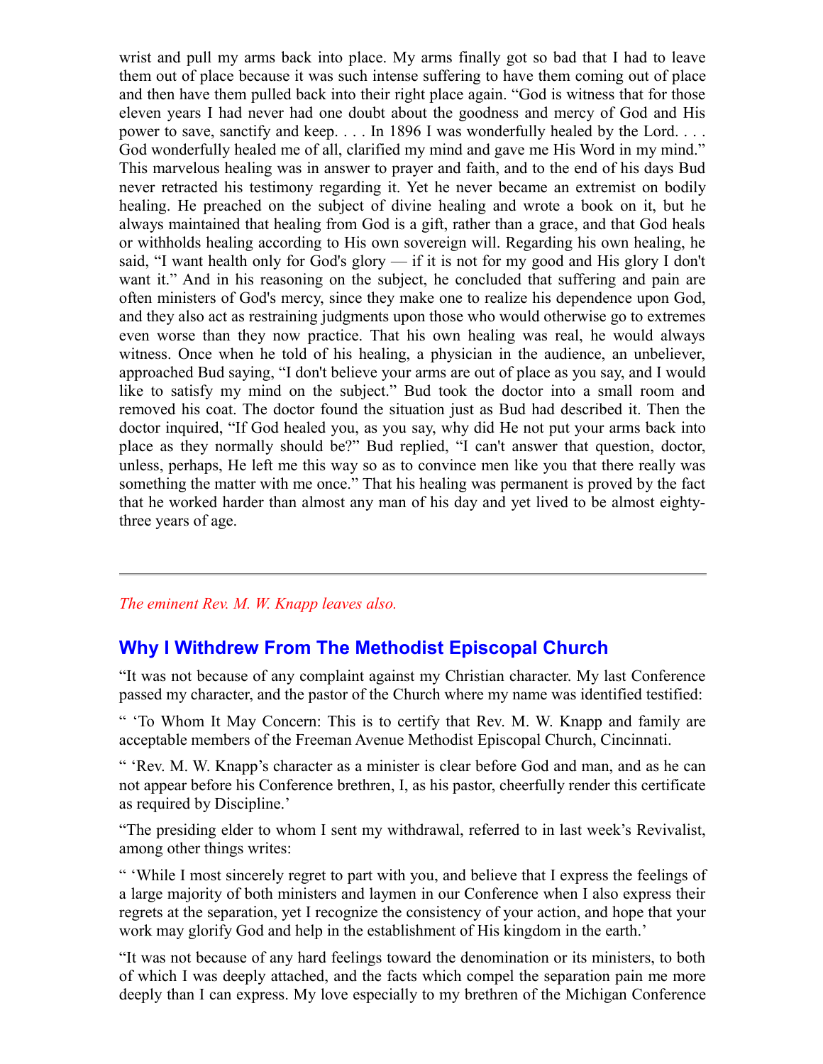wrist and pull my arms back into place. My arms finally got so bad that I had to leave them out of place because it was such intense suffering to have them coming out of place and then have them pulled back into their right place again. "God is witness that for those eleven years I had never had one doubt about the goodness and mercy of God and His power to save, sanctify and keep. . . . In 1896 I was wonderfully healed by the Lord. . . . God wonderfully healed me of all, clarified my mind and gave me His Word in my mind." This marvelous healing was in answer to prayer and faith, and to the end of his days Bud never retracted his testimony regarding it. Yet he never became an extremist on bodily healing. He preached on the subject of divine healing and wrote a book on it, but he always maintained that healing from God is a gift, rather than a grace, and that God heals or withholds healing according to His own sovereign will. Regarding his own healing, he said, "I want health only for God's glory — if it is not for my good and His glory I don't want it." And in his reasoning on the subject, he concluded that suffering and pain are often ministers of God's mercy, since they make one to realize his dependence upon God, and they also act as restraining judgments upon those who would otherwise go to extremes even worse than they now practice. That his own healing was real, he would always witness. Once when he told of his healing, a physician in the audience, an unbeliever, approached Bud saying, "I don't believe your arms are out of place as you say, and I would like to satisfy my mind on the subject." Bud took the doctor into a small room and removed his coat. The doctor found the situation just as Bud had described it. Then the doctor inquired, "If God healed you, as you say, why did He not put your arms back into place as they normally should be?" Bud replied, "I can't answer that question, doctor, unless, perhaps, He left me this way so as to convince men like you that there really was something the matter with me once." That his healing was permanent is proved by the fact that he worked harder than almost any man of his day and yet lived to be almost eighty-three years of age.

---

*The eminent Rev. M. W. Knapp leaves also.*

## Why I Withdrew From The Methodist Episcopal Church

"It was not because of any complaint against my Christian character. My last Conference passed my character, and the pastor of the Church where my name was identified testified:

" 'To Whom It May Concern: This is to certify that Rev. M. W. Knapp and family are acceptable members of the Freeman Avenue Methodist Episcopal Church, Cincinnati.

" 'Rev. M. W. Knapp's character as a minister is clear before God and man, and as he can not appear before his Conference brethren, I, as his pastor, cheerfully render this certificate as required by Discipline.'

"The presiding elder to whom I sent my withdrawal, referred to in last week's Revivalist, among other things writes:

" 'While I most sincerely regret to part with you, and believe that I express the feelings of a large majority of both ministers and laymen in our Conference when I also express their regrets at the separation, yet I recognize the consistency of your action, and hope that your work may glorify God and help in the establishment of His kingdom in the earth.'

"It was not because of any hard feelings toward the denomination or its ministers, to both of which I was deeply attached, and the facts which compel the separation pain me more deeply than I can express. My love especially to my brethren of the Michigan Conference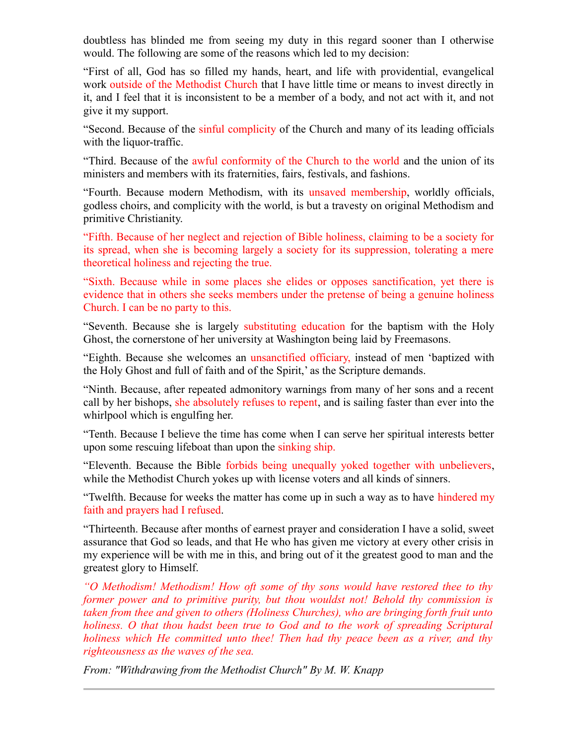doubtless has blinded me from seeing my duty in this regard sooner than I otherwise would. The following are some of the reasons which led to my decision:

"First of all, God has so filled my hands, heart, and life with providential, evangelical work outside of the Methodist Church that I have little time or means to invest directly in it, and I feel that it is inconsistent to be a member of a body, and not act with it, and not give it my support.

"Second. Because of the sinful complicity of the Church and many of its leading officials with the liquor-traffic.

"Third. Because of the awful conformity of the Church to the world and the union of its ministers and members with its fraternities, fairs, festivals, and fashions.

"Fourth. Because modern Methodism, with its unsaved membership, worldly officials, godless choirs, and complicity with the world, is but a travesty on original Methodism and primitive Christianity.

"Fifth. Because of her neglect and rejection of Bible holiness, claiming to be a society for its spread, when she is becoming largely a society for its suppression, tolerating a mere theoretical holiness and rejecting the true.

"Sixth. Because while in some places she elides or opposes sanctification, yet there is evidence that in others she seeks members under the pretense of being a genuine holiness Church. I can be no party to this.

"Seventh. Because she is largely substituting education for the baptism with the Holy Ghost, the cornerstone of her university at Washington being laid by Freemasons.

"Eighth. Because she welcomes an unsanctified officiary, instead of men 'baptized with the Holy Ghost and full of faith and of the Spirit,' as the Scripture demands.

"Ninth. Because, after repeated admonitory warnings from many of her sons and a recent call by her bishops, she absolutely refuses to repent, and is sailing faster than ever into the whirlpool which is engulfing her.

"Tenth. Because I believe the time has come when I can serve her spiritual interests better upon some rescuing lifeboat than upon the sinking ship.

"Eleventh. Because the Bible forbids being unequally yoked together with unbelievers, while the Methodist Church yokes up with license voters and all kinds of sinners.

"Twelfth. Because for weeks the matter has come up in such a way as to have hindered my faith and prayers had I refused.

"Thirteenth. Because after months of earnest prayer and consideration I have a solid, sweet assurance that God so leads, and that He who has given me victory at every other crisis in my experience will be with me in this, and bring out of it the greatest good to man and the greatest glory to Himself.

*"O Methodism! Methodism! How oft some of thy sons would have restored thee to thy former power and to primitive purity, but thou wouldst not! Behold thy commission is taken from thee and given to others (Holiness Churches), who are bringing forth fruit unto holiness. O that thou hadst been true to God and to the work of spreading Scriptural holiness which He committed unto thee! Then had thy peace been as a river, and thy righteousness as the waves of the sea.*

*From: "Withdrawing from the Methodist Church" By M. W. Knapp*

---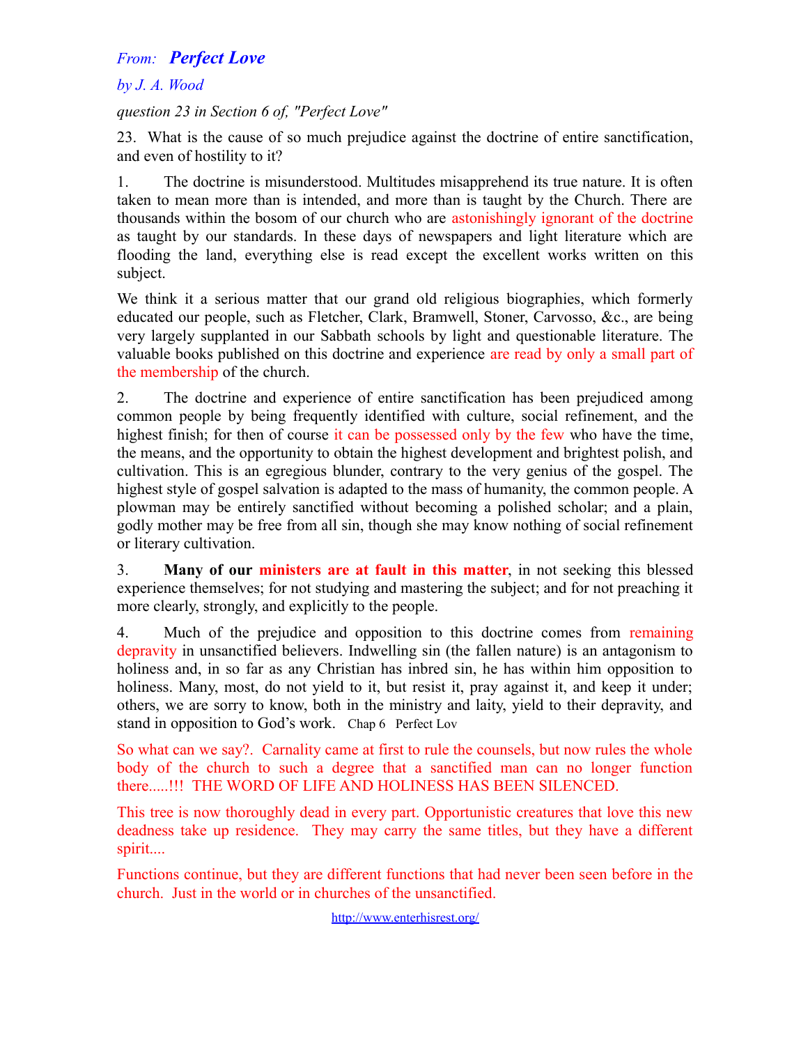*From:* ***Perfect Love***

*by J. A. Wood*

*question 23 in Section 6 of, "Perfect Love"*

23. What is the cause of so much prejudice against the doctrine of entire sanctification, and even of hostility to it?

1. The doctrine is misunderstood. Multitudes misapprehend its true nature. It is often taken to mean more than is intended, and more than is taught by the Church. There are thousands within the bosom of our church who are astonishingly ignorant of the doctrine as taught by our standards. In these days of newspapers and light literature which are flooding the land, everything else is read except the excellent works written on this subject.

We think it a serious matter that our grand old religious biographies, which formerly educated our people, such as Fletcher, Clark, Bramwell, Stoner, Carvosso, &c., are being very largely supplanted in our Sabbath schools by light and questionable literature. The valuable books published on this doctrine and experience are read by only a small part of the membership of the church.

2. The doctrine and experience of entire sanctification has been prejudiced among common people by being frequently identified with culture, social refinement, and the highest finish; for then of course it can be possessed only by the few who have the time, the means, and the opportunity to obtain the highest development and brightest polish, and cultivation. This is an egregious blunder, contrary to the very genius of the gospel. The highest style of gospel salvation is adapted to the mass of humanity, the common people. A plowman may be entirely sanctified without becoming a polished scholar; and a plain, godly mother may be free from all sin, though she may know nothing of social refinement or literary cultivation.

3. **Many of our ministers are at fault in this matter**, in not seeking this blessed experience themselves; for not studying and mastering the subject; and for not preaching it more clearly, strongly, and explicitly to the people.

4. Much of the prejudice and opposition to this doctrine comes from remaining depravity in unsanctified believers. Indwelling sin (the fallen nature) is an antagonism to holiness and, in so far as any Christian has inbred sin, he has within him opposition to holiness. Many, most, do not yield to it, but resist it, pray against it, and keep it under; others, we are sorry to know, both in the ministry and laity, yield to their depravity, and stand in opposition to God's work. Chap 6 Perfect Lov

So what can we say?. Carnality came at first to rule the counsels, but now rules the whole body of the church to such a degree that a sanctified man can no longer function there.....!!! THE WORD OF LIFE AND HOLINESS HAS BEEN SILENCED.

This tree is now thoroughly dead in every part. Opportunistic creatures that love this new deadness take up residence. They may carry the same titles, but they have a different spirit....

Functions continue, but they are different functions that had never been seen before in the church. Just in the world or in churches of the unsanctified.

http://www.enterhisrest.org/